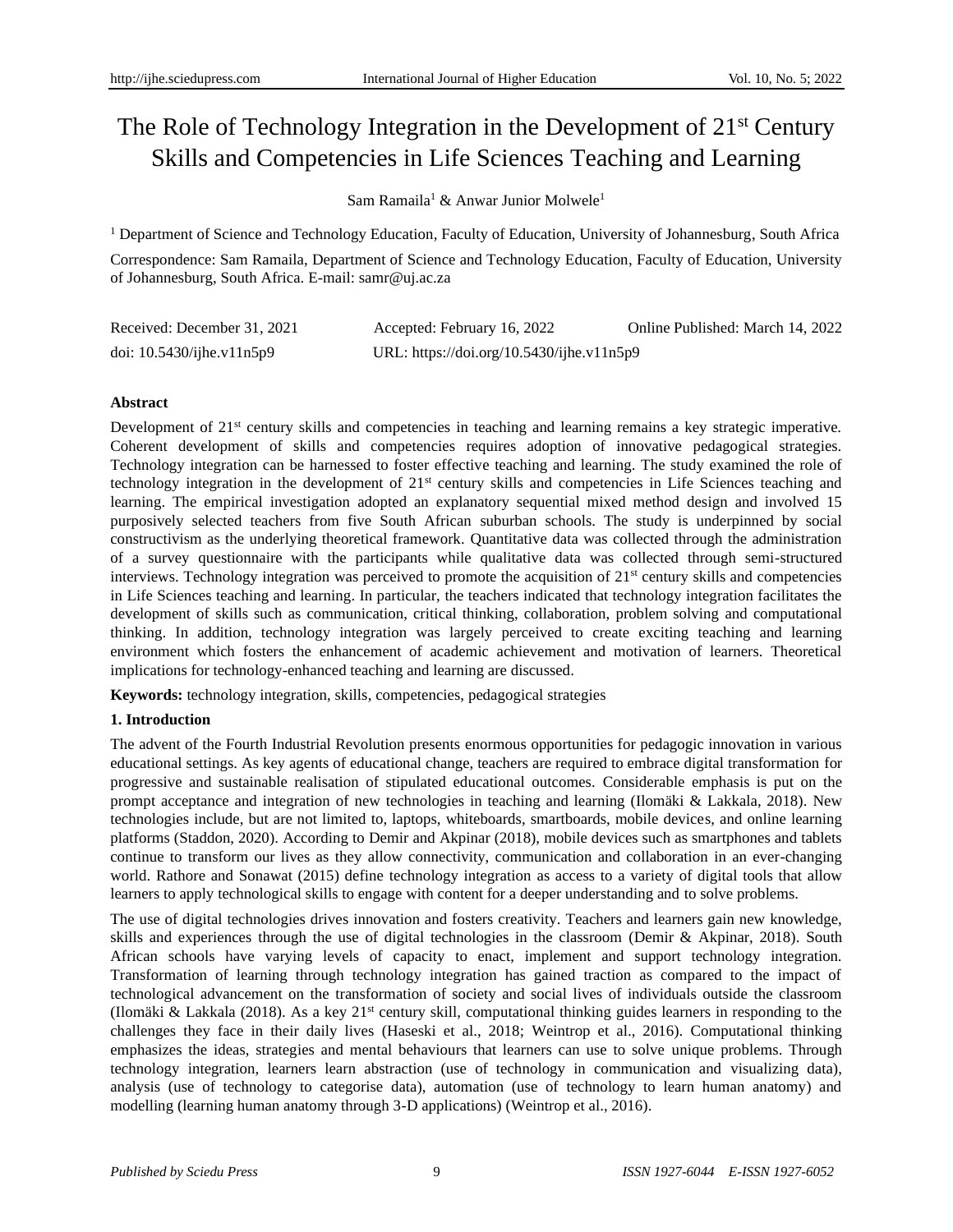# The Role of Technology Integration in the Development of 21st Century Skills and Competencies in Life Sciences Teaching and Learning

Sam Ramaila[1] & Anwar Junior Molwele[1]

[1] Department of Science and Technology Education, Faculty of Education, University of Johannesburg, South Africa

Correspondence: Sam Ramaila, Department of Science and Technology Education, Faculty of Education, University of Johannesburg, South Africa. E-mail: samr@uj.ac.za

Received: December 31, 2021 Accepted: February 16, 2022 Online Published: March 14, 2022

doi: 10.5430/ijhe.v11n5p9 URL: https://doi.org/10.5430/ijhe.v11n5p9

## Abstract

Development of 21st century skills and competencies in teaching and learning remains a key strategic imperative. Coherent development of skills and competencies requires adoption of innovative pedagogical strategies. Technology integration can be harnessed to foster effective teaching and learning. The study examined the role of technology integration in the development of 21st century skills and competencies in Life Sciences teaching and learning. The empirical investigation adopted an explanatory sequential mixed method design and involved 15 purposively selected teachers from five South African suburban schools. The study is underpinned by social constructivism as the underlying theoretical framework. Quantitative data was collected through the administration of a survey questionnaire with the participants while qualitative data was collected through semi-structured interviews. Technology integration was perceived to promote the acquisition of 21st century skills and competencies in Life Sciences teaching and learning. In particular, the teachers indicated that technology integration facilitates the development of skills such as communication, critical thinking, collaboration, problem solving and computational thinking. In addition, technology integration was largely perceived to create exciting teaching and learning environment which fosters the enhancement of academic achievement and motivation of learners. Theoretical implications for technology-enhanced teaching and learning are discussed.

**Keywords:** technology integration, skills, competencies, pedagogical strategies

## 1. Introduction

The advent of the Fourth Industrial Revolution presents enormous opportunities for pedagogic innovation in various educational settings. As key agents of educational change, teachers are required to embrace digital transformation for progressive and sustainable realisation of stipulated educational outcomes. Considerable emphasis is put on the prompt acceptance and integration of new technologies in teaching and learning (Ilomäki & Lakkala, 2018). New technologies include, but are not limited to, laptops, whiteboards, smartboards, mobile devices, and online learning platforms (Staddon, 2020). According to Demir and Akpinar (2018), mobile devices such as smartphones and tablets continue to transform our lives as they allow connectivity, communication and collaboration in an ever-changing world. Rathore and Sonawat (2015) define technology integration as access to a variety of digital tools that allow learners to apply technological skills to engage with content for a deeper understanding and to solve problems.

The use of digital technologies drives innovation and fosters creativity. Teachers and learners gain new knowledge, skills and experiences through the use of digital technologies in the classroom (Demir & Akpinar, 2018). South African schools have varying levels of capacity to enact, implement and support technology integration. Transformation of learning through technology integration has gained traction as compared to the impact of technological advancement on the transformation of society and social lives of individuals outside the classroom (Ilomäki & Lakkala (2018). As a key 21st century skill, computational thinking guides learners in responding to the challenges they face in their daily lives (Haseski et al., 2018; Weintrop et al., 2016). Computational thinking emphasizes the ideas, strategies and mental behaviours that learners can use to solve unique problems. Through technology integration, learners learn abstraction (use of technology in communication and visualizing data), analysis (use of technology to categorise data), automation (use of technology to learn human anatomy) and modelling (learning human anatomy through 3-D applications) (Weintrop et al., 2016).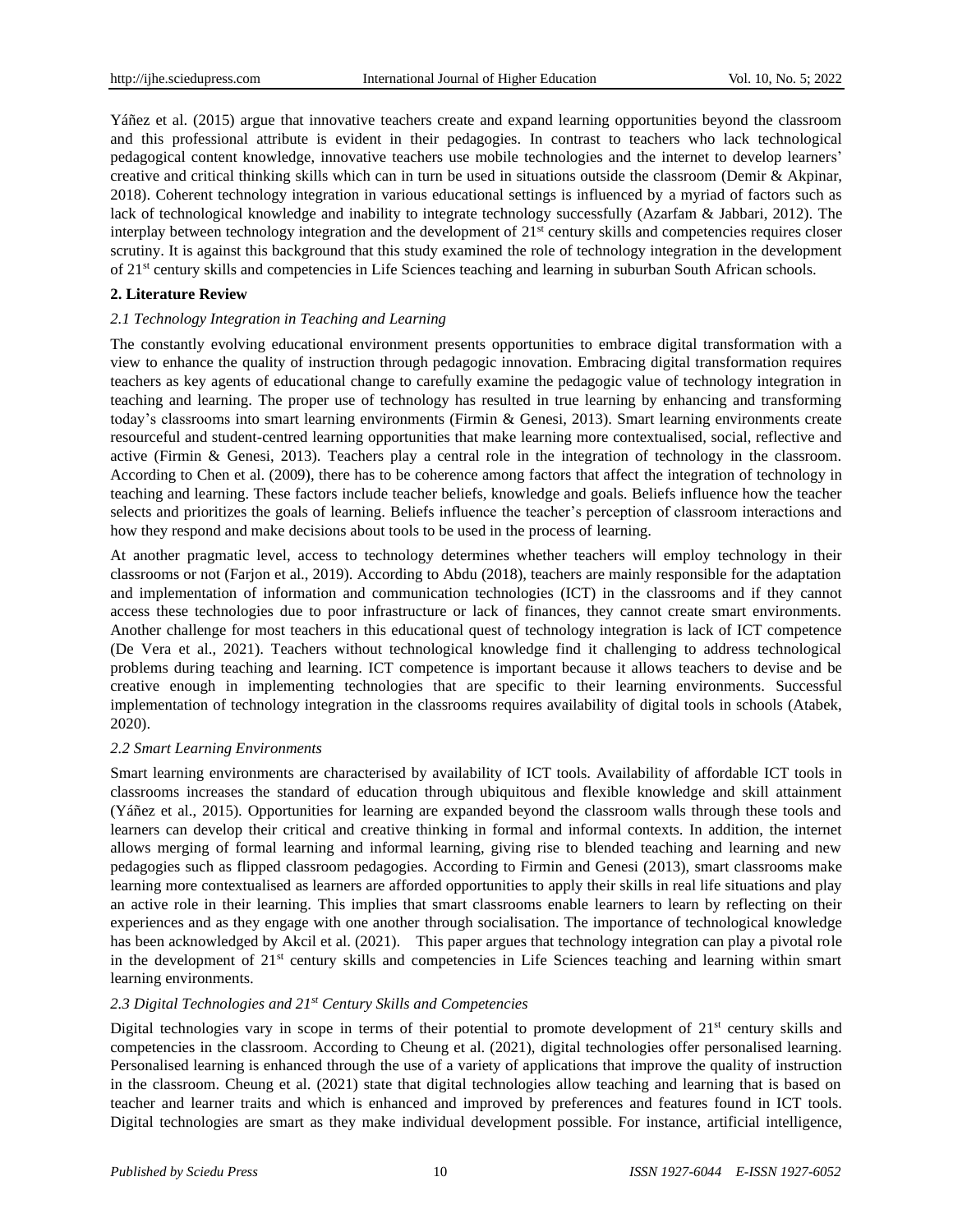Yáñez et al. (2015) argue that innovative teachers create and expand learning opportunities beyond the classroom and this professional attribute is evident in their pedagogies. In contrast to teachers who lack technological pedagogical content knowledge, innovative teachers use mobile technologies and the internet to develop learners' creative and critical thinking skills which can in turn be used in situations outside the classroom (Demir & Akpinar, 2018). Coherent technology integration in various educational settings is influenced by a myriad of factors such as lack of technological knowledge and inability to integrate technology successfully (Azarfam & Jabbari, 2012). The interplay between technology integration and the development of 21st century skills and competencies requires closer scrutiny. It is against this background that this study examined the role of technology integration in the development of 21st century skills and competencies in Life Sciences teaching and learning in suburban South African schools.

## 2. Literature Review

### *2.1 Technology Integration in Teaching and Learning*

The constantly evolving educational environment presents opportunities to embrace digital transformation with a view to enhance the quality of instruction through pedagogic innovation. Embracing digital transformation requires teachers as key agents of educational change to carefully examine the pedagogic value of technology integration in teaching and learning. The proper use of technology has resulted in true learning by enhancing and transforming today's classrooms into smart learning environments (Firmin & Genesi, 2013). Smart learning environments create resourceful and student-centred learning opportunities that make learning more contextualised, social, reflective and active (Firmin & Genesi, 2013). Teachers play a central role in the integration of technology in the classroom. According to Chen et al. (2009), there has to be coherence among factors that affect the integration of technology in teaching and learning. These factors include teacher beliefs, knowledge and goals. Beliefs influence how the teacher selects and prioritizes the goals of learning. Beliefs influence the teacher's perception of classroom interactions and how they respond and make decisions about tools to be used in the process of learning.

At another pragmatic level, access to technology determines whether teachers will employ technology in their classrooms or not (Farjon et al., 2019). According to Abdu (2018), teachers are mainly responsible for the adaptation and implementation of information and communication technologies (ICT) in the classrooms and if they cannot access these technologies due to poor infrastructure or lack of finances, they cannot create smart environments. Another challenge for most teachers in this educational quest of technology integration is lack of ICT competence (De Vera et al., 2021). Teachers without technological knowledge find it challenging to address technological problems during teaching and learning. ICT competence is important because it allows teachers to devise and be creative enough in implementing technologies that are specific to their learning environments. Successful implementation of technology integration in the classrooms requires availability of digital tools in schools (Atabek, 2020).

### *2.2 Smart Learning Environments*

Smart learning environments are characterised by availability of ICT tools. Availability of affordable ICT tools in classrooms increases the standard of education through ubiquitous and flexible knowledge and skill attainment (Yáñez et al., 2015). Opportunities for learning are expanded beyond the classroom walls through these tools and learners can develop their critical and creative thinking in formal and informal contexts. In addition, the internet allows merging of formal learning and informal learning, giving rise to blended teaching and learning and new pedagogies such as flipped classroom pedagogies. According to Firmin and Genesi (2013), smart classrooms make learning more contextualised as learners are afforded opportunities to apply their skills in real life situations and play an active role in their learning. This implies that smart classrooms enable learners to learn by reflecting on their experiences and as they engage with one another through socialisation. The importance of technological knowledge has been acknowledged by Akcil et al. (2021). This paper argues that technology integration can play a pivotal role in the development of 21st century skills and competencies in Life Sciences teaching and learning within smart learning environments.

### *2.3 Digital Technologies and 21st Century Skills and Competencies*

Digital technologies vary in scope in terms of their potential to promote development of 21st century skills and competencies in the classroom. According to Cheung et al. (2021), digital technologies offer personalised learning. Personalised learning is enhanced through the use of a variety of applications that improve the quality of instruction in the classroom. Cheung et al. (2021) state that digital technologies allow teaching and learning that is based on teacher and learner traits and which is enhanced and improved by preferences and features found in ICT tools. Digital technologies are smart as they make individual development possible. For instance, artificial intelligence,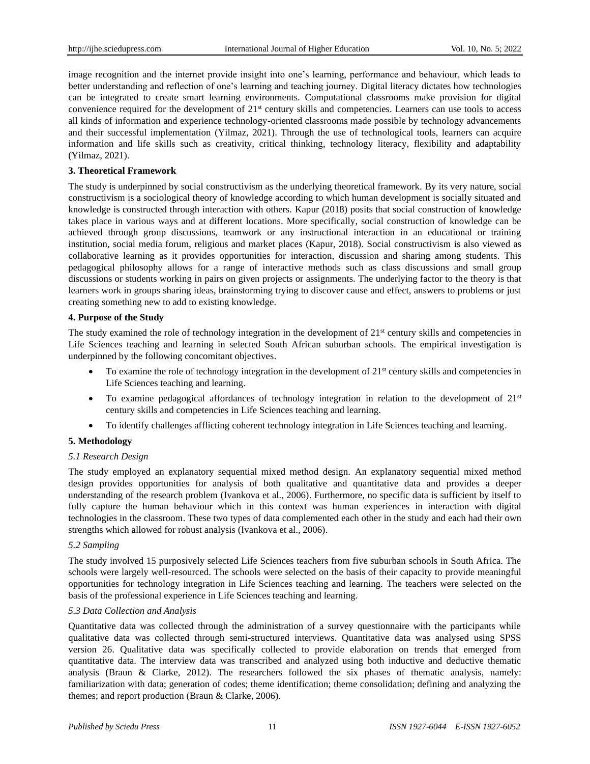image recognition and the internet provide insight into one's learning, performance and behaviour, which leads to better understanding and reflection of one's learning and teaching journey. Digital literacy dictates how technologies can be integrated to create smart learning environments. Computational classrooms make provision for digital convenience required for the development of 21st century skills and competencies. Learners can use tools to access all kinds of information and experience technology-oriented classrooms made possible by technology advancements and their successful implementation (Yilmaz, 2021). Through the use of technological tools, learners can acquire information and life skills such as creativity, critical thinking, technology literacy, flexibility and adaptability (Yilmaz, 2021).

## 3. Theoretical Framework

The study is underpinned by social constructivism as the underlying theoretical framework. By its very nature, social constructivism is a sociological theory of knowledge according to which human development is socially situated and knowledge is constructed through interaction with others. Kapur (2018) posits that social construction of knowledge takes place in various ways and at different locations. More specifically, social construction of knowledge can be achieved through group discussions, teamwork or any instructional interaction in an educational or training institution, social media forum, religious and market places (Kapur, 2018). Social constructivism is also viewed as collaborative learning as it provides opportunities for interaction, discussion and sharing among students. This pedagogical philosophy allows for a range of interactive methods such as class discussions and small group discussions or students working in pairs on given projects or assignments. The underlying factor to the theory is that learners work in groups sharing ideas, brainstorming trying to discover cause and effect, answers to problems or just creating something new to add to existing knowledge.

## 4. Purpose of the Study

The study examined the role of technology integration in the development of 21st century skills and competencies in Life Sciences teaching and learning in selected South African suburban schools. The empirical investigation is underpinned by the following concomitant objectives.

- To examine the role of technology integration in the development of 21st century skills and competencies in Life Sciences teaching and learning.
- To examine pedagogical affordances of technology integration in relation to the development of 21st century skills and competencies in Life Sciences teaching and learning.
- To identify challenges afflicting coherent technology integration in Life Sciences teaching and learning.

## 5. Methodology

### *5.1 Research Design*

The study employed an explanatory sequential mixed method design. An explanatory sequential mixed method design provides opportunities for analysis of both qualitative and quantitative data and provides a deeper understanding of the research problem (Ivankova et al., 2006). Furthermore, no specific data is sufficient by itself to fully capture the human behaviour which in this context was human experiences in interaction with digital technologies in the classroom. These two types of data complemented each other in the study and each had their own strengths which allowed for robust analysis (Ivankova et al., 2006).

### *5.2 Sampling*

The study involved 15 purposively selected Life Sciences teachers from five suburban schools in South Africa. The schools were largely well-resourced. The schools were selected on the basis of their capacity to provide meaningful opportunities for technology integration in Life Sciences teaching and learning. The teachers were selected on the basis of the professional experience in Life Sciences teaching and learning.

### *5.3 Data Collection and Analysis*

Quantitative data was collected through the administration of a survey questionnaire with the participants while qualitative data was collected through semi-structured interviews. Quantitative data was analysed using SPSS version 26. Qualitative data was specifically collected to provide elaboration on trends that emerged from quantitative data. The interview data was transcribed and analyzed using both inductive and deductive thematic analysis (Braun & Clarke, 2012). The researchers followed the six phases of thematic analysis, namely: familiarization with data; generation of codes; theme identification; theme consolidation; defining and analyzing the themes; and report production (Braun & Clarke, 2006).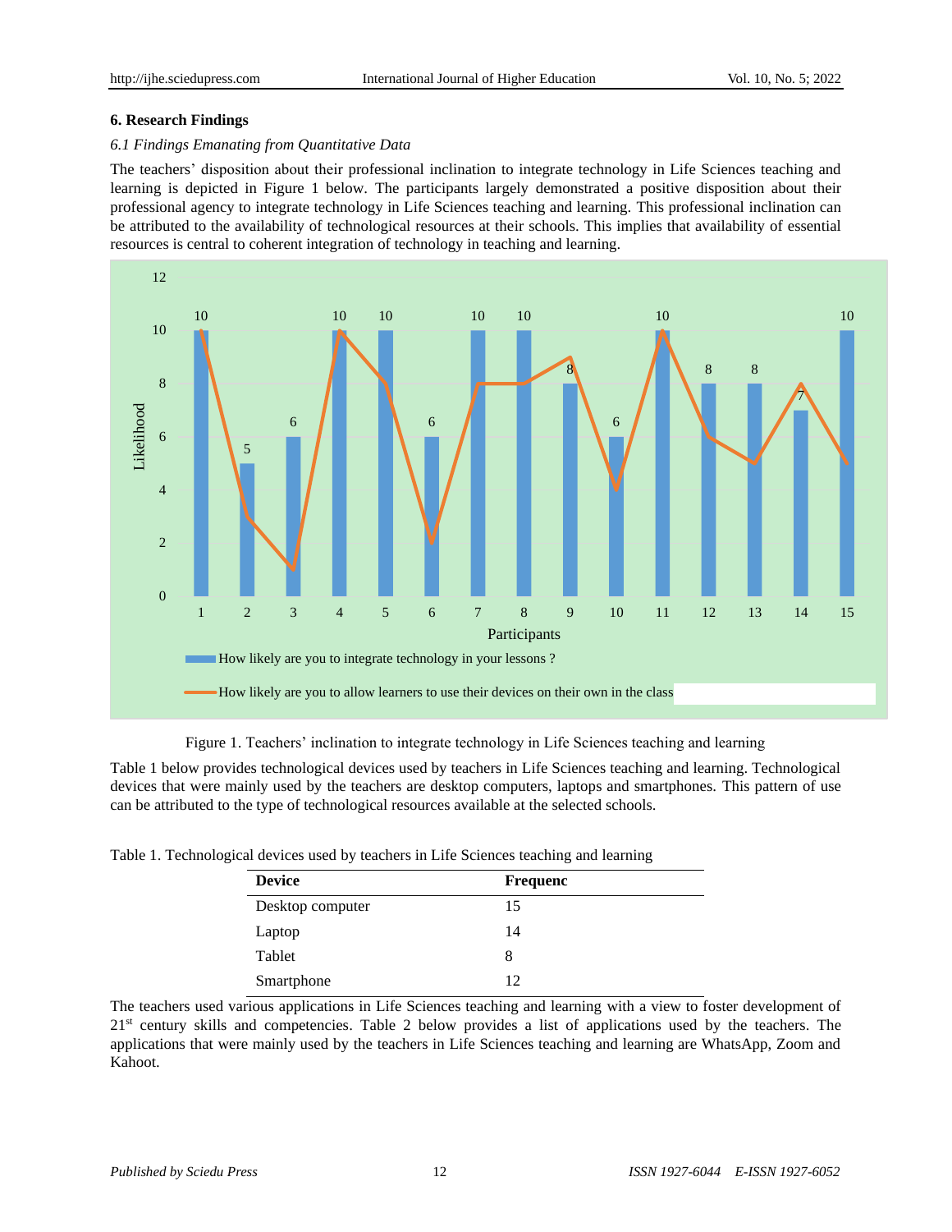## 6. Research Findings

### *6.1 Findings Emanating from Quantitative Data*

The teachers' disposition about their professional inclination to integrate technology in Life Sciences teaching and learning is depicted in Figure 1 below. The participants largely demonstrated a positive disposition about their professional agency to integrate technology in Life Sciences teaching and learning. This professional inclination can be attributed to the availability of technological resources at their schools. This implies that availability of essential resources is central to coherent integration of technology in teaching and learning.

Figure 1. Teachers' inclination to integrate technology in Life Sciences teaching and learning

Table 1 below provides technological devices used by teachers in Life Sciences teaching and learning. Technological devices that were mainly used by the teachers are desktop computers, laptops and smartphones. This pattern of use can be attributed to the type of technological resources available at the selected schools.

Table 1. Technological devices used by teachers in Life Sciences teaching and learning

| Device | Frequenc |
|---|---|
| Desktop computer | 15 |
| Laptop | 14 |
| Tablet | 8 |
| Smartphone | 12 |

The teachers used various applications in Life Sciences teaching and learning with a view to foster development of 21st century skills and competencies. Table 2 below provides a list of applications used by the teachers. The applications that were mainly used by the teachers in Life Sciences teaching and learning are WhatsApp, Zoom and Kahoot.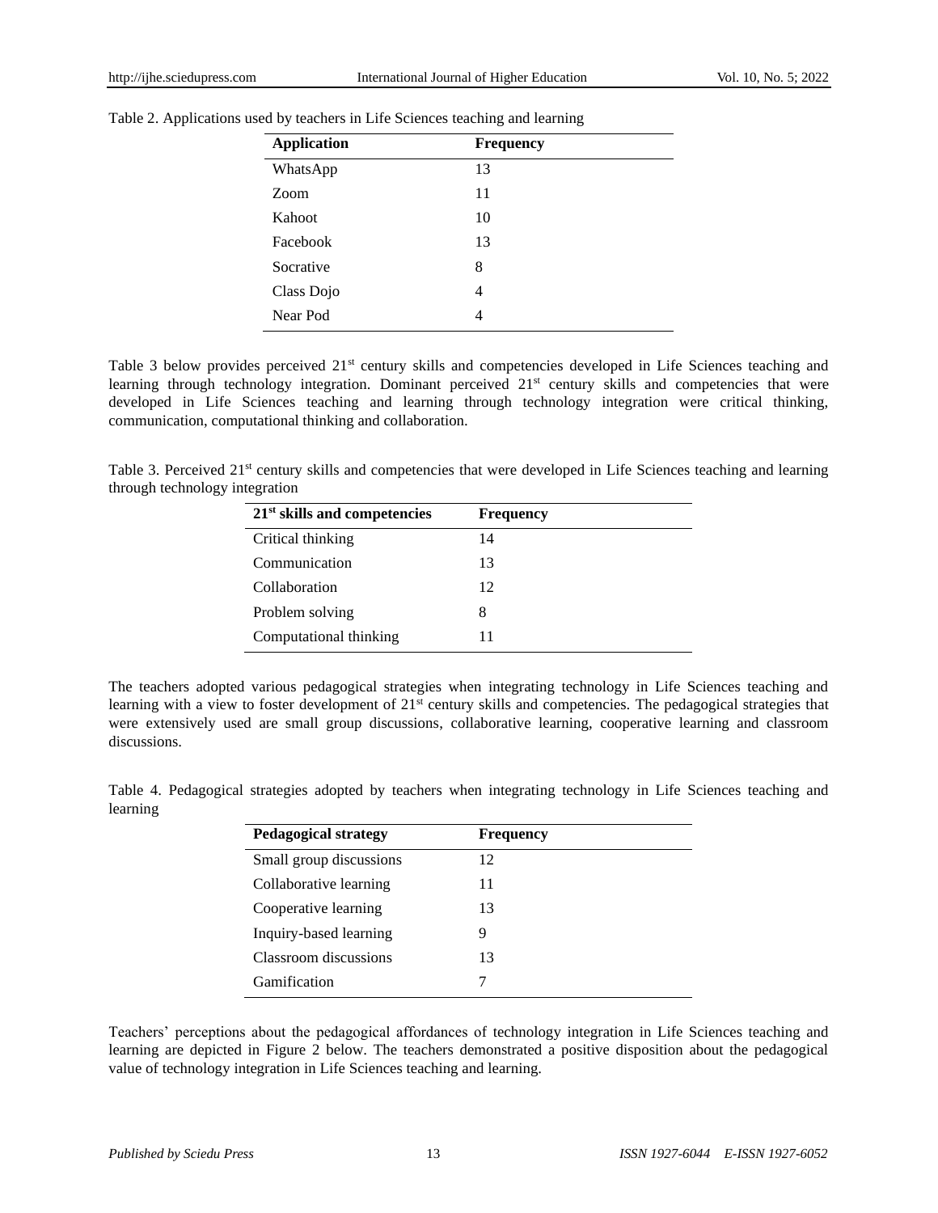Table 2. Applications used by teachers in Life Sciences teaching and learning

| Application | Frequency |
|---|---|
| WhatsApp | 13 |
| Zoom | 11 |
| Kahoot | 10 |
| Facebook | 13 |
| Socrative | 8 |
| Class Dojo | 4 |
| Near Pod | 4 |

Table 3 below provides perceived 21st century skills and competencies developed in Life Sciences teaching and learning through technology integration. Dominant perceived 21st century skills and competencies that were developed in Life Sciences teaching and learning through technology integration were critical thinking, communication, computational thinking and collaboration.

Table 3. Perceived 21st century skills and competencies that were developed in Life Sciences teaching and learning through technology integration

| 21st skills and competencies | Frequency |
|---|---|
| Critical thinking | 14 |
| Communication | 13 |
| Collaboration | 12 |
| Problem solving | 8 |
| Computational thinking | 11 |

The teachers adopted various pedagogical strategies when integrating technology in Life Sciences teaching and learning with a view to foster development of 21st century skills and competencies. The pedagogical strategies that were extensively used are small group discussions, collaborative learning, cooperative learning and classroom discussions.

Table 4. Pedagogical strategies adopted by teachers when integrating technology in Life Sciences teaching and learning

| Pedagogical strategy | Frequency |
|---|---|
| Small group discussions | 12 |
| Collaborative learning | 11 |
| Cooperative learning | 13 |
| Inquiry-based learning | 9 |
| Classroom discussions | 13 |
| Gamification | 7 |

Teachers' perceptions about the pedagogical affordances of technology integration in Life Sciences teaching and learning are depicted in Figure 2 below. The teachers demonstrated a positive disposition about the pedagogical value of technology integration in Life Sciences teaching and learning.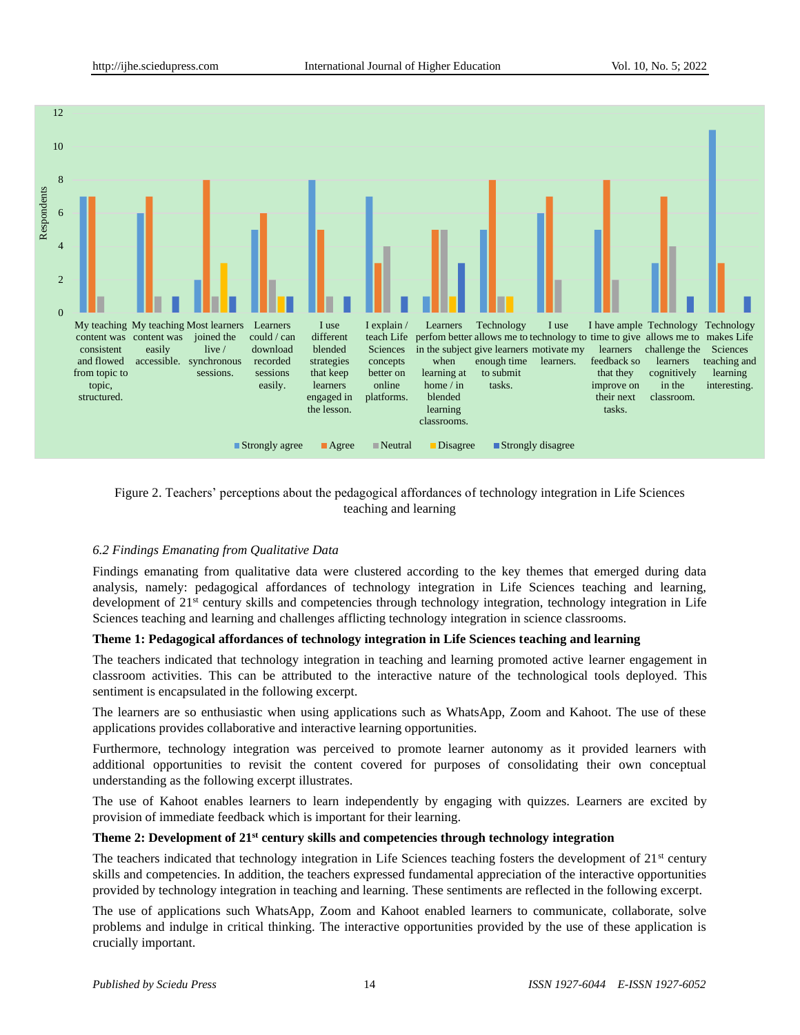Figure 2. Teachers' perceptions about the pedagogical affordances of technology integration in Life Sciences teaching and learning

### *6.2 Findings Emanating from Qualitative Data*

Findings emanating from qualitative data were clustered according to the key themes that emerged during data analysis, namely: pedagogical affordances of technology integration in Life Sciences teaching and learning, development of 21st century skills and competencies through technology integration, technology integration in Life Sciences teaching and learning and challenges afflicting technology integration in science classrooms.

**Theme 1: Pedagogical affordances of technology integration in Life Sciences teaching and learning**

The teachers indicated that technology integration in teaching and learning promoted active learner engagement in classroom activities. This can be attributed to the interactive nature of the technological tools deployed. This sentiment is encapsulated in the following excerpt.

The learners are so enthusiastic when using applications such as WhatsApp, Zoom and Kahoot. The use of these applications provides collaborative and interactive learning opportunities.

Furthermore, technology integration was perceived to promote learner autonomy as it provided learners with additional opportunities to revisit the content covered for purposes of consolidating their own conceptual understanding as the following excerpt illustrates.

The use of Kahoot enables learners to learn independently by engaging with quizzes. Learners are excited by provision of immediate feedback which is important for their learning.

**Theme 2: Development of 21st century skills and competencies through technology integration**

The teachers indicated that technology integration in Life Sciences teaching fosters the development of 21st century skills and competencies. In addition, the teachers expressed fundamental appreciation of the interactive opportunities provided by technology integration in teaching and learning. These sentiments are reflected in the following excerpt.

The use of applications such WhatsApp, Zoom and Kahoot enabled learners to communicate, collaborate, solve problems and indulge in critical thinking. The interactive opportunities provided by the use of these application is crucially important.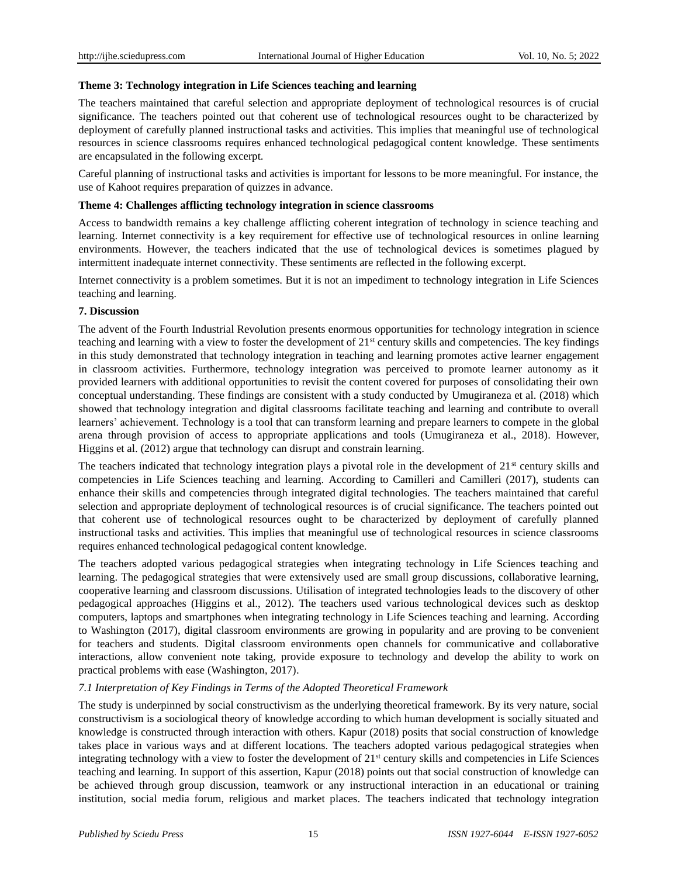**Theme 3: Technology integration in Life Sciences teaching and learning**

The teachers maintained that careful selection and appropriate deployment of technological resources is of crucial significance. The teachers pointed out that coherent use of technological resources ought to be characterized by deployment of carefully planned instructional tasks and activities. This implies that meaningful use of technological resources in science classrooms requires enhanced technological pedagogical content knowledge. These sentiments are encapsulated in the following excerpt.

Careful planning of instructional tasks and activities is important for lessons to be more meaningful. For instance, the use of Kahoot requires preparation of quizzes in advance.

**Theme 4: Challenges afflicting technology integration in science classrooms**

Access to bandwidth remains a key challenge afflicting coherent integration of technology in science teaching and learning. Internet connectivity is a key requirement for effective use of technological resources in online learning environments. However, the teachers indicated that the use of technological devices is sometimes plagued by intermittent inadequate internet connectivity. These sentiments are reflected in the following excerpt.

Internet connectivity is a problem sometimes. But it is not an impediment to technology integration in Life Sciences teaching and learning.

## 7. Discussion

The advent of the Fourth Industrial Revolution presents enormous opportunities for technology integration in science teaching and learning with a view to foster the development of 21st century skills and competencies. The key findings in this study demonstrated that technology integration in teaching and learning promotes active learner engagement in classroom activities. Furthermore, technology integration was perceived to promote learner autonomy as it provided learners with additional opportunities to revisit the content covered for purposes of consolidating their own conceptual understanding. These findings are consistent with a study conducted by Umugiraneza et al. (2018) which showed that technology integration and digital classrooms facilitate teaching and learning and contribute to overall learners' achievement. Technology is a tool that can transform learning and prepare learners to compete in the global arena through provision of access to appropriate applications and tools (Umugiraneza et al., 2018). However, Higgins et al. (2012) argue that technology can disrupt and constrain learning.

The teachers indicated that technology integration plays a pivotal role in the development of 21st century skills and competencies in Life Sciences teaching and learning. According to Camilleri and Camilleri (2017), students can enhance their skills and competencies through integrated digital technologies. The teachers maintained that careful selection and appropriate deployment of technological resources is of crucial significance. The teachers pointed out that coherent use of technological resources ought to be characterized by deployment of carefully planned instructional tasks and activities. This implies that meaningful use of technological resources in science classrooms requires enhanced technological pedagogical content knowledge.

The teachers adopted various pedagogical strategies when integrating technology in Life Sciences teaching and learning. The pedagogical strategies that were extensively used are small group discussions, collaborative learning, cooperative learning and classroom discussions. Utilisation of integrated technologies leads to the discovery of other pedagogical approaches (Higgins et al., 2012). The teachers used various technological devices such as desktop computers, laptops and smartphones when integrating technology in Life Sciences teaching and learning. According to Washington (2017), digital classroom environments are growing in popularity and are proving to be convenient for teachers and students. Digital classroom environments open channels for communicative and collaborative interactions, allow convenient note taking, provide exposure to technology and develop the ability to work on practical problems with ease (Washington, 2017).

### *7.1 Interpretation of Key Findings in Terms of the Adopted Theoretical Framework*

The study is underpinned by social constructivism as the underlying theoretical framework. By its very nature, social constructivism is a sociological theory of knowledge according to which human development is socially situated and knowledge is constructed through interaction with others. Kapur (2018) posits that social construction of knowledge takes place in various ways and at different locations. The teachers adopted various pedagogical strategies when integrating technology with a view to foster the development of 21st century skills and competencies in Life Sciences teaching and learning. In support of this assertion, Kapur (2018) points out that social construction of knowledge can be achieved through group discussion, teamwork or any instructional interaction in an educational or training institution, social media forum, religious and market places. The teachers indicated that technology integration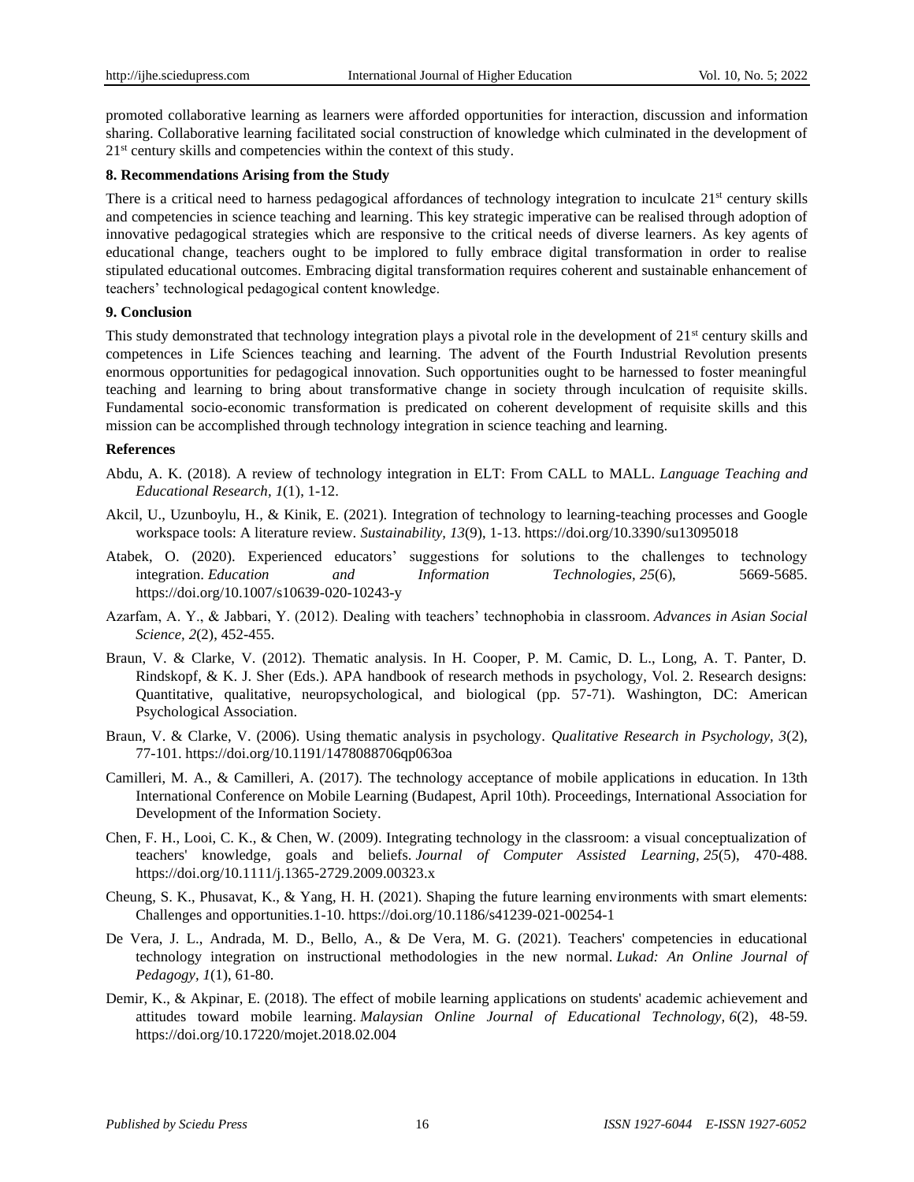promoted collaborative learning as learners were afforded opportunities for interaction, discussion and information sharing. Collaborative learning facilitated social construction of knowledge which culminated in the development of 21st century skills and competencies within the context of this study.

### 8. Recommendations Arising from the Study

There is a critical need to harness pedagogical affordances of technology integration to inculcate 21st century skills and competencies in science teaching and learning. This key strategic imperative can be realised through adoption of innovative pedagogical strategies which are responsive to the critical needs of diverse learners. As key agents of educational change, teachers ought to be implored to fully embrace digital transformation in order to realise stipulated educational outcomes. Embracing digital transformation requires coherent and sustainable enhancement of teachers' technological pedagogical content knowledge.

### 9. Conclusion

This study demonstrated that technology integration plays a pivotal role in the development of 21st century skills and competences in Life Sciences teaching and learning. The advent of the Fourth Industrial Revolution presents enormous opportunities for pedagogical innovation. Such opportunities ought to be harnessed to foster meaningful teaching and learning to bring about transformative change in society through inculcation of requisite skills. Fundamental socio-economic transformation is predicated on coherent development of requisite skills and this mission can be accomplished through technology integration in science teaching and learning.

### References

Abdu, A. K. (2018). A review of technology integration in ELT: From CALL to MALL. *Language Teaching and Educational Research, 1*(1), 1-12.

Akcil, U., Uzunboylu, H., & Kinik, E. (2021). Integration of technology to learning-teaching processes and Google workspace tools: A literature review. *Sustainability, 13*(9), 1-13. https://doi.org/10.3390/su13095018

Atabek, O. (2020). Experienced educators' suggestions for solutions to the challenges to technology integration. *Education and Information Technologies, 25*(6), 5669-5685. https://doi.org/10.1007/s10639-020-10243-y

Azarfam, A. Y., & Jabbari, Y. (2012). Dealing with teachers' technophobia in classroom. *Advances in Asian Social Science, 2*(2), 452-455.

Braun, V. & Clarke, V. (2012). Thematic analysis. In H. Cooper, P. M. Camic, D. L., Long, A. T. Panter, D. Rindskopf, & K. J. Sher (Eds.). APA handbook of research methods in psychology, Vol. 2. Research designs: Quantitative, qualitative, neuropsychological, and biological (pp. 57-71). Washington, DC: American Psychological Association.

Braun, V. & Clarke, V. (2006). Using thematic analysis in psychology. *Qualitative Research in Psychology, 3*(2), 77-101. https://doi.org/10.1191/1478088706qp063oa

Camilleri, M. A., & Camilleri, A. (2017). The technology acceptance of mobile applications in education. In 13th International Conference on Mobile Learning (Budapest, April 10th). Proceedings, International Association for Development of the Information Society.

Chen, F. H., Looi, C. K., & Chen, W. (2009). Integrating technology in the classroom: a visual conceptualization of teachers' knowledge, goals and beliefs. *Journal of Computer Assisted Learning, 25*(5), 470-488. https://doi.org/10.1111/j.1365-2729.2009.00323.x

Cheung, S. K., Phusavat, K., & Yang, H. H. (2021). Shaping the future learning environments with smart elements: Challenges and opportunities.1-10. https://doi.org/10.1186/s41239-021-00254-1

De Vera, J. L., Andrada, M. D., Bello, A., & De Vera, M. G. (2021). Teachers' competencies in educational technology integration on instructional methodologies in the new normal. *Lukad: An Online Journal of Pedagogy, 1*(1), 61-80.

Demir, K., & Akpinar, E. (2018). The effect of mobile learning applications on students' academic achievement and attitudes toward mobile learning. *Malaysian Online Journal of Educational Technology, 6*(2), 48-59. https://doi.org/10.17220/mojet.2018.02.004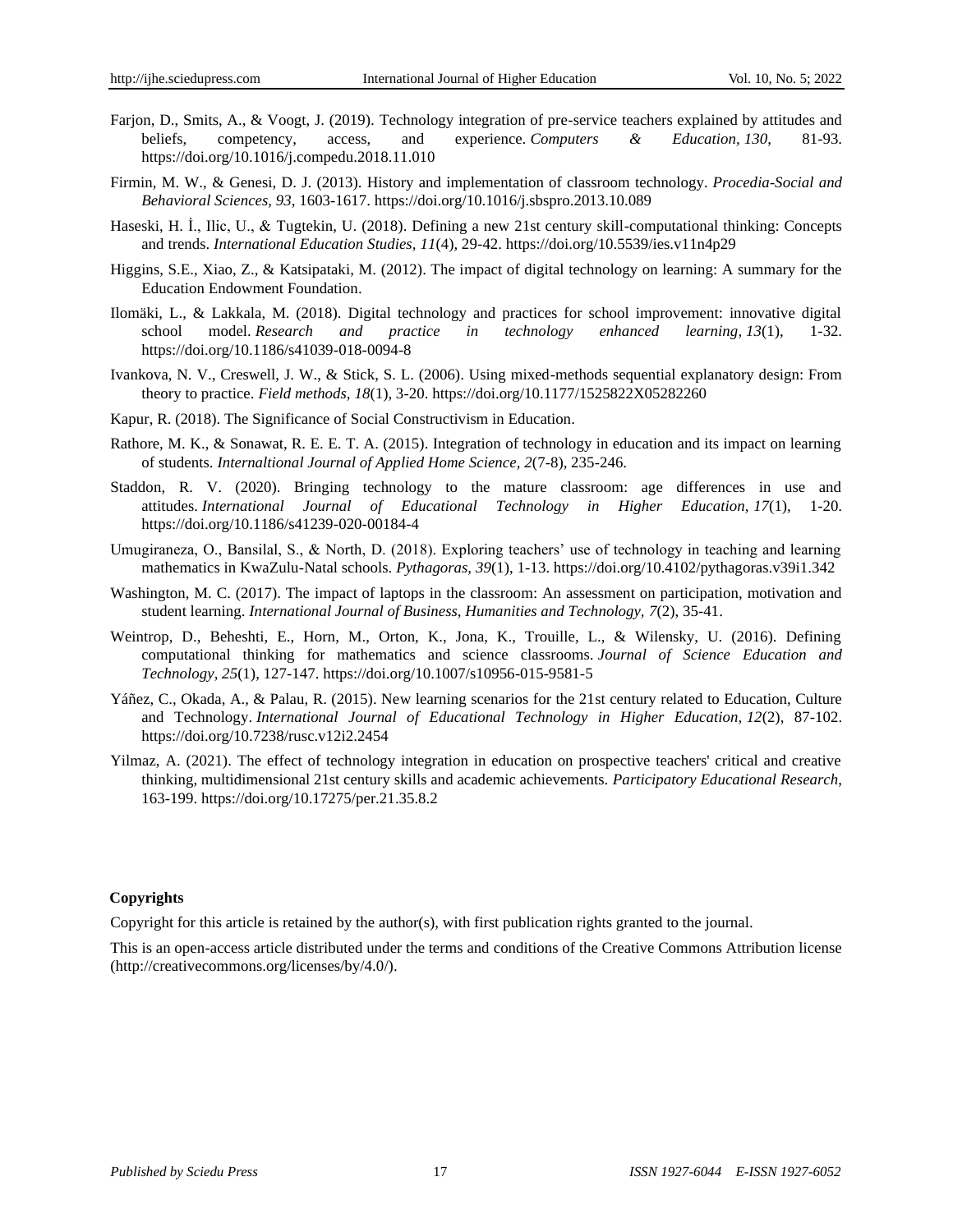Farjon, D., Smits, A., & Voogt, J. (2019). Technology integration of pre-service teachers explained by attitudes and beliefs, competency, access, and experience. *Computers & Education, 130*, 81-93. https://doi.org/10.1016/j.compedu.2018.11.010

Firmin, M. W., & Genesi, D. J. (2013). History and implementation of classroom technology. *Procedia-Social and Behavioral Sciences, 93*, 1603-1617. https://doi.org/10.1016/j.sbspro.2013.10.089

Haseski, H. İ., Ilic, U., & Tugtekin, U. (2018). Defining a new 21st century skill-computational thinking: Concepts and trends. *International Education Studies, 11*(4), 29-42. https://doi.org/10.5539/ies.v11n4p29

Higgins, S.E., Xiao, Z., & Katsipataki, M. (2012). The impact of digital technology on learning: A summary for the Education Endowment Foundation.

Ilomäki, L., & Lakkala, M. (2018). Digital technology and practices for school improvement: innovative digital school model. *Research and practice in technology enhanced learning, 13*(1), 1-32. https://doi.org/10.1186/s41039-018-0094-8

Ivankova, N. V., Creswell, J. W., & Stick, S. L. (2006). Using mixed-methods sequential explanatory design: From theory to practice. *Field methods, 18*(1), 3-20. https://doi.org/10.1177/1525822X05282260

Kapur, R. (2018). The Significance of Social Constructivism in Education.

Rathore, M. K., & Sonawat, R. E. E. T. A. (2015). Integration of technology in education and its impact on learning of students. *Internaltional Journal of Applied Home Science, 2*(7-8), 235-246.

Staddon, R. V. (2020). Bringing technology to the mature classroom: age differences in use and attitudes. *International Journal of Educational Technology in Higher Education, 17*(1), 1-20. https://doi.org/10.1186/s41239-020-00184-4

Umugiraneza, O., Bansilal, S., & North, D. (2018). Exploring teachers' use of technology in teaching and learning mathematics in KwaZulu-Natal schools. *Pythagoras, 39*(1), 1-13. https://doi.org/10.4102/pythagoras.v39i1.342

Washington, M. C. (2017). The impact of laptops in the classroom: An assessment on participation, motivation and student learning. *International Journal of Business, Humanities and Technology, 7*(2), 35-41.

Weintrop, D., Beheshti, E., Horn, M., Orton, K., Jona, K., Trouille, L., & Wilensky, U. (2016). Defining computational thinking for mathematics and science classrooms. *Journal of Science Education and Technology, 25*(1), 127-147. https://doi.org/10.1007/s10956-015-9581-5

Yáñez, C., Okada, A., & Palau, R. (2015). New learning scenarios for the 21st century related to Education, Culture and Technology. *International Journal of Educational Technology in Higher Education, 12*(2), 87-102. https://doi.org/10.7238/rusc.v12i2.2454

Yilmaz, A. (2021). The effect of technology integration in education on prospective teachers' critical and creative thinking, multidimensional 21st century skills and academic achievements. *Participatory Educational Research*, 163-199. https://doi.org/10.17275/per.21.35.8.2

**Copyrights**

Copyright for this article is retained by the author(s), with first publication rights granted to the journal.

This is an open-access article distributed under the terms and conditions of the Creative Commons Attribution license (http://creativecommons.org/licenses/by/4.0/).